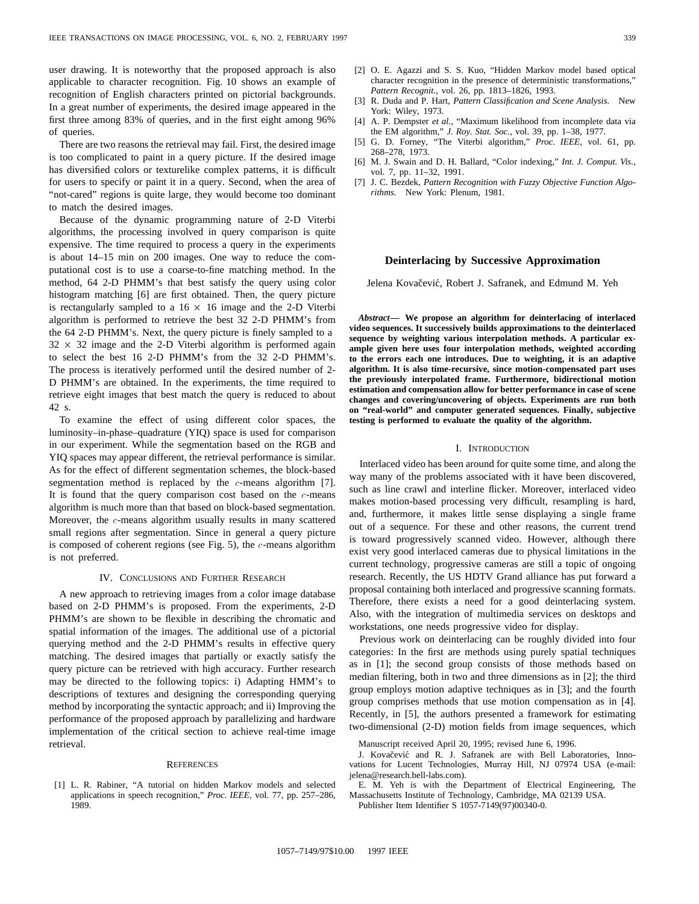user drawing. It is noteworthy that the proposed approach is also applicable to character recognition. Fig. 10 shows an example of recognition of English characters printed on pictorial backgrounds. In a great number of experiments, the desired image appeared in the first three among 83% of queries, and in the first eight among 96% of queries.

There are two reasons the retrieval may fail. First, the desired image is too complicated to paint in a query picture. If the desired image has diversified colors or texturelike complex patterns, it is difficult for users to specify or paint it in a query. Second, when the area of "not-cared" regions is quite large, they would become too dominant to match the desired images.

Because of the dynamic programming nature of 2-D Viterbi algorithms, the processing involved in query comparison is quite expensive. The time required to process a query in the experiments is about 14–15 min on 200 images. One way to reduce the computational cost is to use a coarse-to-fine matching method. In the method, 64 2-D PHMM's that best satisfy the query using color histogram matching [6] are first obtained. Then, the query picture is rectangularly sampled to a $16 \times 16$ image and the 2-D Viterbi algorithm is performed to retrieve the best 32 2-D PHMM's from the 64 2-D PHMM's. Next, the query picture is finely sampled to a $32 \times 32$ image and the 2-D Viterbi algorithm is performed again to select the best 16 2-D PHMM's from the 32 2-D PHMM's. The process is iteratively performed until the desired number of 2-D PHMM's are obtained. In the experiments, the time required to retrieve eight images that best match the query is reduced to about 42 s.

To examine the effect of using different color spaces, the luminosity–in-phase–quadrature (YIQ) space is used for comparison in our experiment. While the segmentation based on the RGB and YIQ spaces may appear different, the retrieval performance is similar. As for the effect of different segmentation schemes, the block-based segmentation method is replaced by the $c$-means algorithm [7]. It is found that the query comparison cost based on the $c$-means algorithm is much more than that based on block-based segmentation. Moreover, the $c$-means algorithm usually results in many scattered small regions after segmentation. Since in general a query picture is composed of coherent regions (see Fig. 5), the $c$-means algorithm is not preferred.

## IV. Conclusions and Further Research

A new approach to retrieving images from a color image database based on 2-D PHMM's is proposed. From the experiments, 2-D PHMM's are shown to be flexible in describing the chromatic and spatial information of the images. The additional use of a pictorial querying method and the 2-D PHMM's results in effective query matching. The desired images that partially or exactly satisfy the query picture can be retrieved with high accuracy. Further research may be directed to the following topics: i) Adapting HMM's to descriptions of textures and designing the corresponding querying method by incorporating the syntactic approach; and ii) Improving the performance of the proposed approach by parallelizing and hardware implementation of the critical section to achieve real-time image retrieval.

## References

[1] L. R. Rabiner, "A tutorial on hidden Markov models and selected applications in speech recognition," *Proc. IEEE*, vol. 77, pp. 257–286, 1989.

[2] O. E. Agazzi and S. S. Kuo, "Hidden Markov model based optical character recognition in the presence of deterministic transformations," *Pattern Recognit.*, vol. 26, pp. 1813–1826, 1993.

[3] R. Duda and P. Hart, *Pattern Classification and Scene Analysis*. New York: Wiley, 1973.

[4] A. P. Dempster *et al.*, "Maximum likelihood from incomplete data via the EM algorithm," *J. Roy. Stat. Soc.*, vol. 39, pp. 1–38, 1977.

[5] G. D. Forney, "The Viterbi algorithm," *Proc. IEEE*, vol. 61, pp. 268–278, 1973.

[6] M. J. Swain and D. H. Ballard, "Color indexing," *Int. J. Comput. Vis.*, vol. 7, pp. 11–32, 1991.

[7] J. C. Bezdek, *Pattern Recognition with Fuzzy Objective Function Algorithms*. New York: Plenum, 1981.

# Deinterlacing by Successive Approximation

Jelena Kovačević, Robert J. Safranek, and Edmund M. Yeh

***Abstract*— We propose an algorithm for deinterlacing of interlaced video sequences. It successively builds approximations to the deinterlaced sequence by weighting various interpolation methods. A particular example given here uses four interpolation methods, weighted according to the errors each one introduces. Due to weighting, it is an adaptive algorithm. It is also time-recursive, since motion-compensated part uses the previously interpolated frame. Furthermore, bidirectional motion estimation and compensation allow for better performance in case of scene changes and covering/uncovering of objects. Experiments are run both on "real-world" and computer generated sequences. Finally, subjective testing is performed to evaluate the quality of the algorithm.**

## I. Introduction

Interlaced video has been around for quite some time, and along the way many of the problems associated with it have been discovered, such as line crawl and interline flicker. Moreover, interlaced video makes motion-based processing very difficult, resampling is hard, and, furthermore, it makes little sense displaying a single frame out of a sequence. For these and other reasons, the current trend is toward progressively scanned video. However, although there exist very good interlaced cameras due to physical limitations in the current technology, progressive cameras are still a topic of ongoing research. Recently, the US HDTV Grand alliance has put forward a proposal containing both interlaced and progressive scanning formats. Therefore, there exists a need for a good deinterlacing system. Also, with the integration of multimedia services on desktops and workstations, one needs progressive video for display.

Previous work on deinterlacing can be roughly divided into four categories: In the first are methods using purely spatial techniques as in [1]; the second group consists of those methods based on median filtering, both in two and three dimensions as in [2]; the third group employs motion adaptive techniques as in [3]; and the fourth group comprises methods that use motion compensation as in [4]. Recently, in [5], the authors presented a framework for estimating two-dimensional (2-D) motion fields from image sequences, which

Manuscript received April 20, 1995; revised June 6, 1996.

J. Kovačević and R. J. Safranek are with Bell Laboratories, Innovations for Lucent Technologies, Murray Hill, NJ 07974 USA (e-mail: jelena@research.bell-labs.com).

E. M. Yeh is with the Department of Electrical Engineering, The Massachusetts Institute of Technology, Cambridge, MA 02139 USA.

Publisher Item Identifier S 1057-7149(97)00340-0.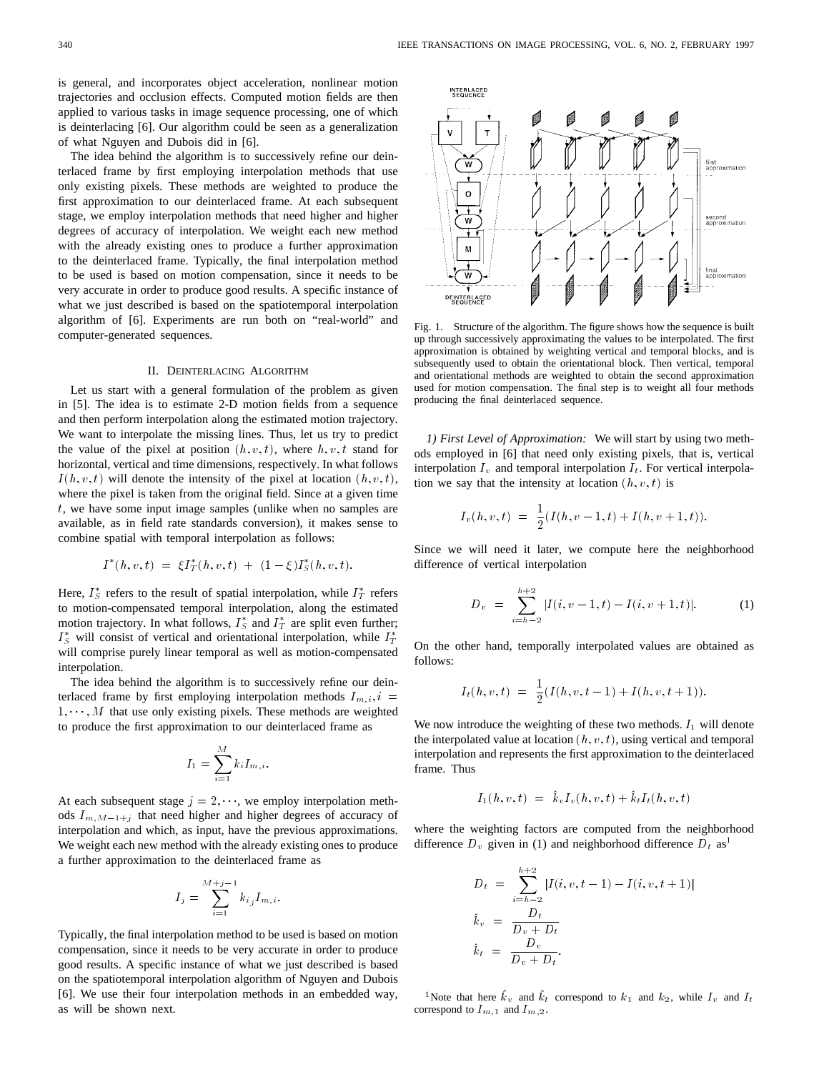is general, and incorporates object acceleration, nonlinear motion trajectories and occlusion effects. Computed motion fields are then applied to various tasks in image sequence processing, one of which is deinterlacing [6]. Our algorithm could be seen as a generalization of what Nguyen and Dubois did in [6].

The idea behind the algorithm is to successively refine our deinterlaced frame by first employing interpolation methods that use only existing pixels. These methods are weighted to produce the first approximation to our deinterlaced frame. At each subsequent stage, we employ interpolation methods that need higher and higher degrees of accuracy of interpolation. We weight each new method with the already existing ones to produce a further approximation to the deinterlaced frame. Typically, the final interpolation method to be used is based on motion compensation, since it needs to be very accurate in order to produce good results. A specific instance of what we just described is based on the spatiotemporal interpolation algorithm of [6]. Experiments are run both on "real-world" and computer-generated sequences.

## II. Deinterlacing Algorithm

Let us start with a general formulation of the problem as given in [5]. The idea is to estimate 2-D motion fields from a sequence and then perform interpolation along the estimated motion trajectory. We want to interpolate the missing lines. Thus, let us try to predict the value of the pixel at position $(h, v, t)$, where $h, v, t$ stand for horizontal, vertical and time dimensions, respectively. In what follows $I(h, v, t)$ will denote the intensity of the pixel at location $(h, v, t)$, where the pixel is taken from the original field. Since at a given time $t$, we have some input image samples (unlike when no samples are available, as in field rate standards conversion), it makes sense to combine spatial with temporal interpolation as follows:

$$I^*(h, v, t) \;=\; \xi I_T^*(h, v, t) \;+\; (1 - \xi) I_S^*(h, v, t).$$

Here, $I_S^*$ refers to the result of spatial interpolation, while $I_T^*$ refers to motion-compensated temporal interpolation, along the estimated motion trajectory. In what follows, $I_S^*$ and $I_T^*$ are split even further; $I_S^*$ will consist of vertical and orientational interpolation, while $I_T^*$ will comprise purely linear temporal as well as motion-compensated interpolation.

The idea behind the algorithm is to successively refine our deinterlaced frame by first employing interpolation methods $I_{m,i}, i = 1, \cdots, M$ that use only existing pixels. These methods are weighted to produce the first approximation to our deinterlaced frame as

$$I_1 = \sum_{i=1}^{M} k_i I_{m,i}.$$

At each subsequent stage $j = 2, \cdots$, we employ interpolation methods $I_{m,M-1+j}$ that need higher and higher degrees of accuracy of interpolation and which, as input, have the previous approximations. We weight each new method with the already existing ones to produce a further approximation to the deinterlaced frame as

$$I_j = \sum_{i=1}^{M+j-1} k_{i_j} I_{m,i}.$$

Typically, the final interpolation method to be used is based on motion compensation, since it needs to be very accurate in order to produce good results. A specific instance of what we just described is based on the spatiotemporal interpolation algorithm of Nguyen and Dubois [6]. We use their four interpolation methods in an embedded way, as will be shown next.

Fig. 1. Structure of the algorithm. The figure shows how the sequence is built up through successively approximating the values to be interpolated. The first approximation is obtained by weighting vertical and temporal blocks, and is subsequently used to obtain the orientational block. Then vertical, temporal and orientational methods are weighted to obtain the second approximation used for motion compensation. The final step is to weight all four methods producing the final deinterlaced sequence.

*1) First Level of Approximation:* We will start by using two methods employed in [6] that need only existing pixels, that is, vertical interpolation $I_v$ and temporal interpolation $I_t$. For vertical interpolation we say that the intensity at location $(h, v, t)$ is

$$I_v(h, v, t) \;=\; \frac{1}{2}(I(h, v-1, t) + I(h, v+1, t)).$$

Since we will need it later, we compute here the neighborhood difference of vertical interpolation

$$D_v \;=\; \sum_{i=h-2}^{h+2} |I(i, v-1, t) - I(i, v+1, t)|. \tag{1}$$

On the other hand, temporally interpolated values are obtained as follows:

$$I_t(h, v, t) \;=\; \frac{1}{2}(I(h, v, t-1) + I(h, v, t+1)).$$

We now introduce the weighting of these two methods. $I_1$ will denote the interpolated value at location $(h, v, t)$, using vertical and temporal interpolation and represents the first approximation to the deinterlaced frame. Thus

$$I_1(h, v, t) \;=\; \hat{k}_v I_v(h, v, t) + \hat{k}_t I_t(h, v, t)$$

where the weighting factors are computed from the neighborhood difference $D_v$ given in (1) and neighborhood difference $D_t$ as[1]

$$D_t \;=\; \sum_{i=h-2}^{h+2} |I(i, v, t-1) - I(i, v, t+1)|$$

$$\hat{k}_v \;=\; \frac{D_t}{D_v + D_t}$$

$$\hat{k}_t \;=\; \frac{D_v}{D_v + D_t}.$$

[1] Note that here $\hat{k}_v$ and $\hat{k}_t$ correspond to $k_1$ and $k_2$, while $I_v$ and $I_t$ correspond to $I_{m,1}$ and $I_{m,2}$.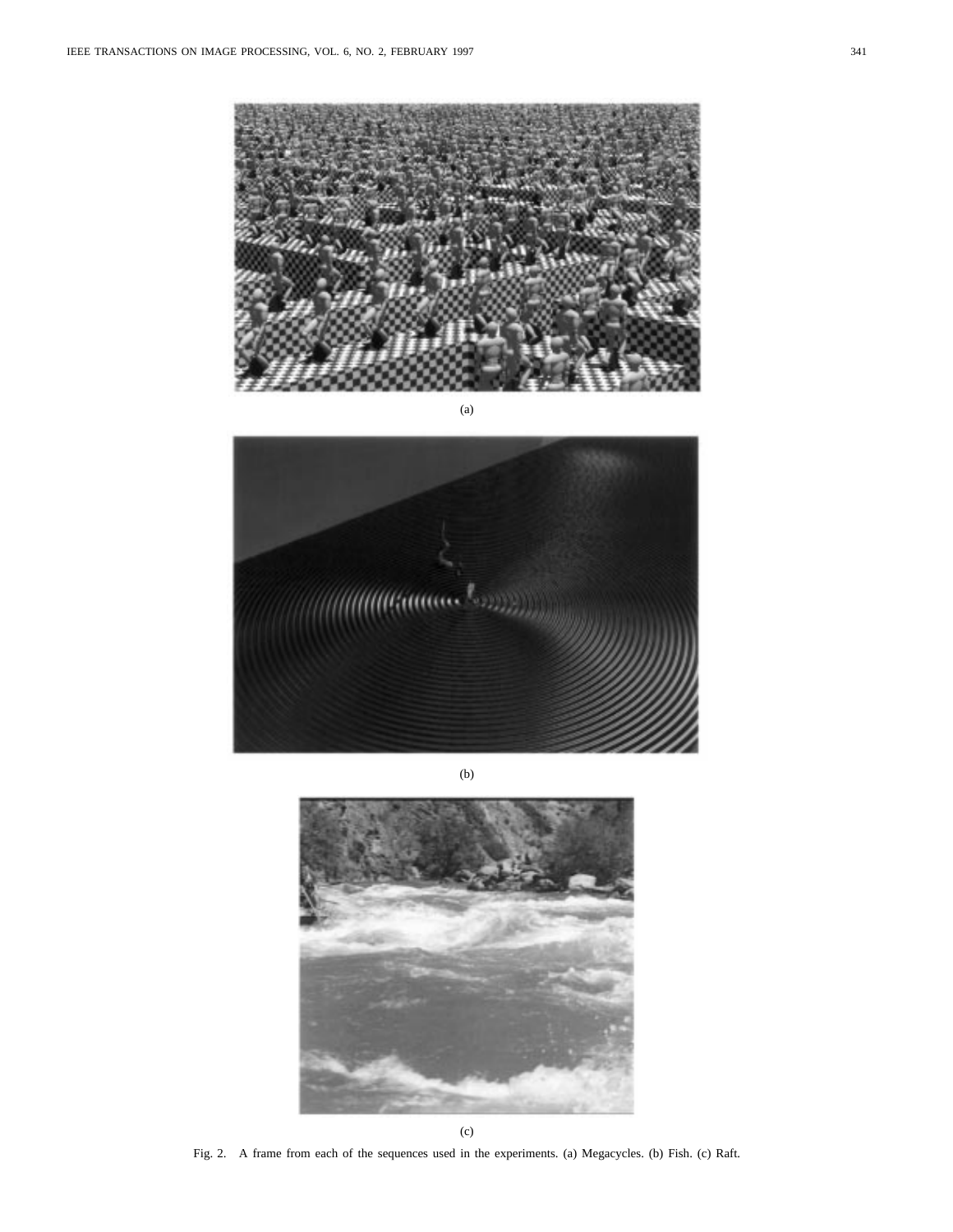(a)

(b)

(c)

Fig. 2. A frame from each of the sequences used in the experiments. (a) Megacycles. (b) Fish. (c) Raft.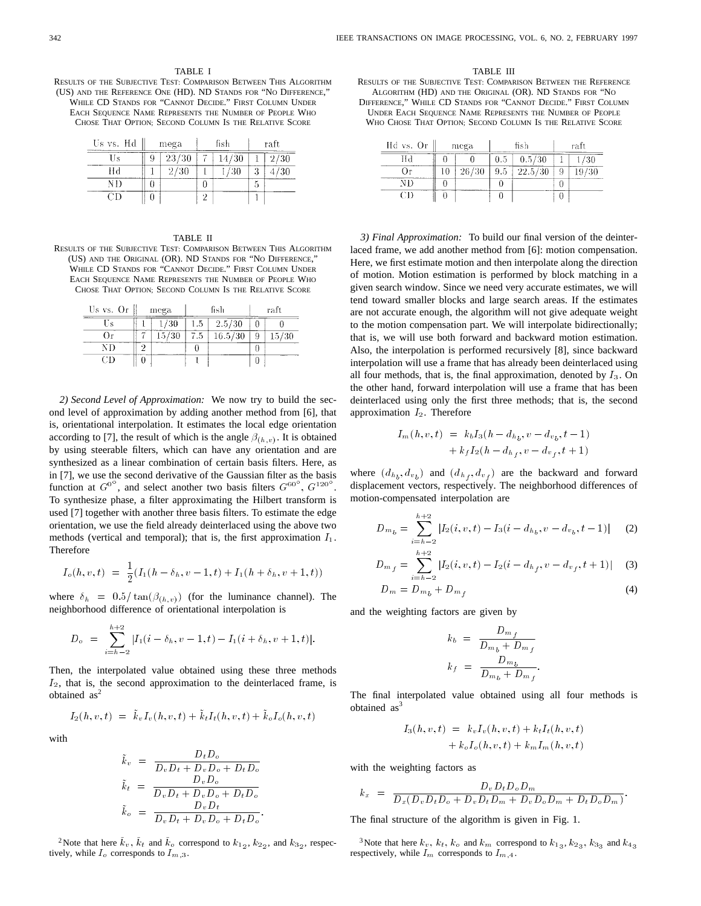TABLE I

RESULTS OF THE SUBJECTIVE TEST: COMPARISON BETWEEN THIS ALGORITHM (US) AND THE REFERENCE ONE (HD). ND STANDS FOR "NO DIFFERENCE," WHILE CD STANDS FOR "CANNOT DECIDE." FIRST COLUMN UNDER EACH SEQUENCE NAME REPRESENTS THE NUMBER OF PEOPLE WHO CHOSE THAT OPTION; SECOND COLUMN IS THE RELATIVE SCORE

| Us vs. Hd | mega | | fish | | raft | |
|---|---|---|---|---|---|---|
| Us | 9 | 23/30 | 7 | 14/30 | 1 | 2/30 |
| Hd | 1 | 2/30 | 1 | 1/30 | 3 | 4/30 |
| ND | 0 | | 0 | | 5 | |
| CD | 0 | | 2 | | 1 | |

TABLE II

RESULTS OF THE SUBJECTIVE TEST: COMPARISON BETWEEN THIS ALGORITHM (US) AND THE ORIGINAL (OR). ND STANDS FOR "NO DIFFERENCE," WHILE CD STANDS FOR "CANNOT DECIDE." FIRST COLUMN UNDER EACH SEQUENCE NAME REPRESENTS THE NUMBER OF PEOPLE WHO CHOSE THAT OPTION; SECOND COLUMN IS THE RELATIVE SCORE

| Us vs. Or | mega | | fish | | raft | |
|---|---|---|---|---|---|---|
| Us | 1 | 1/30 | 1.5 | 2.5/30 | 0 | 0 |
| Or | 7 | 15/30 | 7.5 | 16.5/30 | 9 | 15/30 |
| ND | 2 | | 0 | | 0 | |
| CD | 0 | | 1 | | 0 | |

*2) Second Level of Approximation:* We now try to build the second level of approximation by adding another method from [6], that is, orientational interpolation. It estimates the local edge orientation according to [7], the result of which is the angle $\beta_{(h,v)}$. It is obtained by using steerable filters, which can have any orientation and are synthesized as a linear combination of certain basis filters. Here, as in [7], we use the second derivative of the Gaussian filter as the basis function at $G^{0^\circ}$, and select another two basis filters $G^{60^\circ}$, $G^{120^\circ}$. To synthesize phase, a filter approximating the Hilbert transform is used [7] together with another three basis filters. To estimate the edge orientation, we use the field already deinterlaced using the above two methods (vertical and temporal); that is, the first approximation $I_1$. Therefore

$$I_o(h,v,t) = \frac{1}{2}(I_1(h-\delta_h, v-1, t) + I_1(h+\delta_h, v+1, t))$$

where $\delta_h = 0.5/\tan(\beta_{(h,v)})$ (for the luminance channel). The neighborhood difference of orientational interpolation is

$$D_o = \sum_{i=h-2}^{h+2} |I_1(i-\delta_h, v-1, t) - I_1(i+\delta_h, v+1, t)|.$$

Then, the interpolated value obtained using these three methods $I_2$, that is, the second approximation to the deinterlaced frame, is obtained as[2]

$$I_2(h,v,t) = \tilde{k}_v I_v(h,v,t) + \tilde{k}_t I_t(h,v,t) + \tilde{k}_o I_o(h,v,t)$$

with

$$\tilde{k}_v = \frac{D_t D_o}{D_v D_t + D_v D_o + D_t D_o}$$

$$\tilde{k}_t = \frac{D_v D_o}{D_v D_t + D_v D_o + D_t D_o}$$

$$\tilde{k}_o = \frac{D_v D_t}{D_v D_t + D_v D_o + D_t D_o}.$$

[2] Note that here $\tilde{k}_v$, $\tilde{k}_t$ and $\tilde{k}_o$ correspond to $k_{1_2}$, $k_{2_2}$, and $k_{3_2}$, respectively, while $I_o$ corresponds to $I_{m,3}$.

TABLE III

RESULTS OF THE SUBJECTIVE TEST: COMPARISON BETWEEN THE REFERENCE ALGORITHM (HD) AND THE ORIGINAL (OR). ND STANDS FOR "NO DIFFERENCE," WHILE CD STANDS FOR "CANNOT DECIDE." FIRST COLUMN UNDER EACH SEQUENCE NAME REPRESENTS THE NUMBER OF PEOPLE WHO CHOSE THAT OPTION; SECOND COLUMN IS THE RELATIVE SCORE

| Hd vs. Or | mega | | fish | | raft | |
|---|---|---|---|---|---|---|
| Hd | 0 | 0 | 0.5 | 0.5/30 | 1 | 1/30 |
| Or | 10 | 26/30 | 9.5 | 22.5/30 | 9 | 19/30 |
| ND | 0 | | 0 | | 0 | |
| CD | 0 | | 0 | | 0 | |

*3) Final Approximation:* To build our final version of the deinterlaced frame, we add another method from [6]: motion compensation. Here, we first estimate motion and then interpolate along the direction of motion. Motion estimation is performed by block matching in a given search window. Since we need very accurate estimates, we will tend toward smaller blocks and large search areas. If the estimates are not accurate enough, the algorithm will not give adequate weight to the motion compensation part. We will interpolate bidirectionally; that is, we will use both forward and backward motion estimation. Also, the interpolation is performed recursively [8], since backward interpolation will use a frame that has already been deinterlaced using all four methods, that is, the final approximation, denoted by $I_3$. On the other hand, forward interpolation will use a frame that has been deinterlaced using only the first three methods; that is, the second approximation $I_2$. Therefore

$$I_m(h,v,t) = k_b I_3(h-d_{h_b}, v-d_{v_b}, t-1) + k_f I_2(h-d_{h_f}, v-d_{v_f}, t+1)$$

where $(d_{h_b}, d_{v_b})$ and $(d_{h_f}, d_{v_f})$ are the backward and forward displacement vectors, respectively. The neighborhood differences of motion-compensated interpolation are

$$D_{m_b} = \sum_{i=h-2}^{h+2} |I_2(i,v,t) - I_3(i-d_{h_b}, v-d_{v_b}, t-1)| \quad (2)$$

$$D_{m_f} = \sum_{i=h-2}^{h+2} |I_2(i,v,t) - I_2(i-d_{h_f}, v-d_{v_f}, t+1)| \quad (3)$$

$$D_m = D_{m_b} + D_{m_f} \quad (4)$$

and the weighting factors are given by

$$k_b = \frac{D_{m_f}}{D_{m_b} + D_{m_f}}$$

$$k_f = \frac{D_{m_b}}{D_{m_b} + D_{m_f}}.$$

The final interpolated value obtained using all four methods is obtained as[3]

$$I_3(h,v,t) = k_v I_v(h,v,t) + k_t I_t(h,v,t) + k_o I_o(h,v,t) + k_m I_m(h,v,t)$$

with the weighting factors as

$$k_x = \frac{D_v D_t D_o D_m}{D_x(D_v D_t D_o + D_v D_t D_m + D_v D_o D_m + D_t D_o D_m)}.$$

The final structure of the algorithm is given in Fig. 1.

[3] Note that here $k_v$, $k_t$, $k_o$ and $k_m$ correspond to $k_{1_3}$, $k_{2_3}$, $k_{3_3}$ and $k_{4_3}$ respectively, while $I_m$ corresponds to $I_{m,4}$.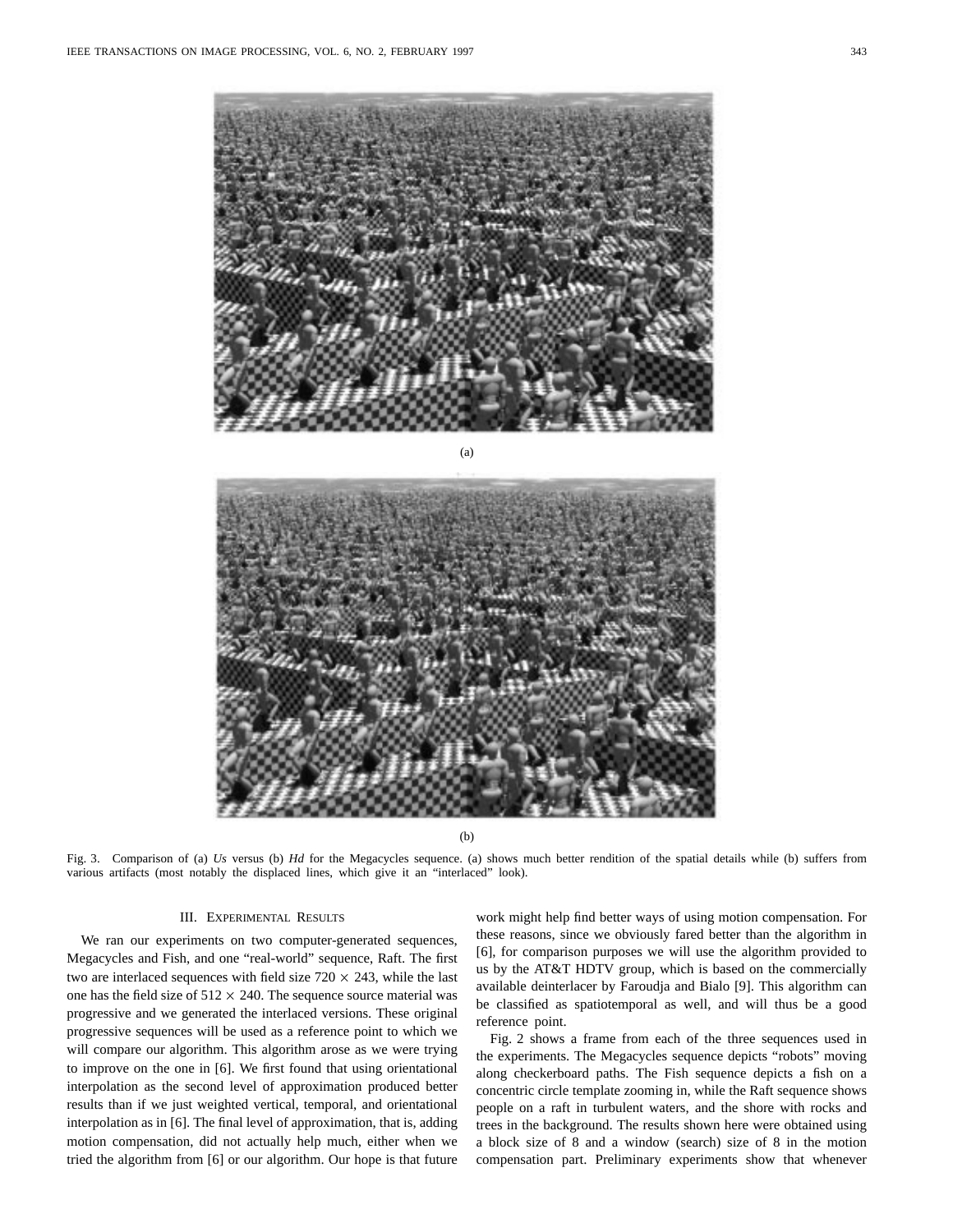(a)

(b)

Fig. 3. Comparison of (a) *Us* versus (b) *Hd* for the Megacycles sequence. (a) shows much better rendition of the spatial details while (b) suffers from various artifacts (most notably the displaced lines, which give it an "interlaced" look).

## III. Experimental Results

We ran our experiments on two computer-generated sequences, Megacycles and Fish, and one "real-world" sequence, Raft. The first two are interlaced sequences with field size $720 \times 243$, while the last one has the field size of $512 \times 240$. The sequence source material was progressive and we generated the interlaced versions. These original progressive sequences will be used as a reference point to which we will compare our algorithm. This algorithm arose as we were trying to improve on the one in [6]. We first found that using orientational interpolation as the second level of approximation produced better results than if we just weighted vertical, temporal, and orientational interpolation as in [6]. The final level of approximation, that is, adding motion compensation, did not actually help much, either when we tried the algorithm from [6] or our algorithm. Our hope is that future work might help find better ways of using motion compensation. For these reasons, since we obviously fared better than the algorithm in [6], for comparison purposes we will use the algorithm provided to us by the AT&T HDTV group, which is based on the commercially available deinterlacer by Faroudja and Bialo [9]. This algorithm can be classified as spatiotemporal as well, and will thus be a good reference point.

Fig. 2 shows a frame from each of the three sequences used in the experiments. The Megacycles sequence depicts "robots" moving along checkerboard paths. The Fish sequence depicts a fish on a concentric circle template zooming in, while the Raft sequence shows people on a raft in turbulent waters, and the shore with rocks and trees in the background. The results shown here were obtained using a block size of 8 and a window (search) size of 8 in the motion compensation part. Preliminary experiments show that whenever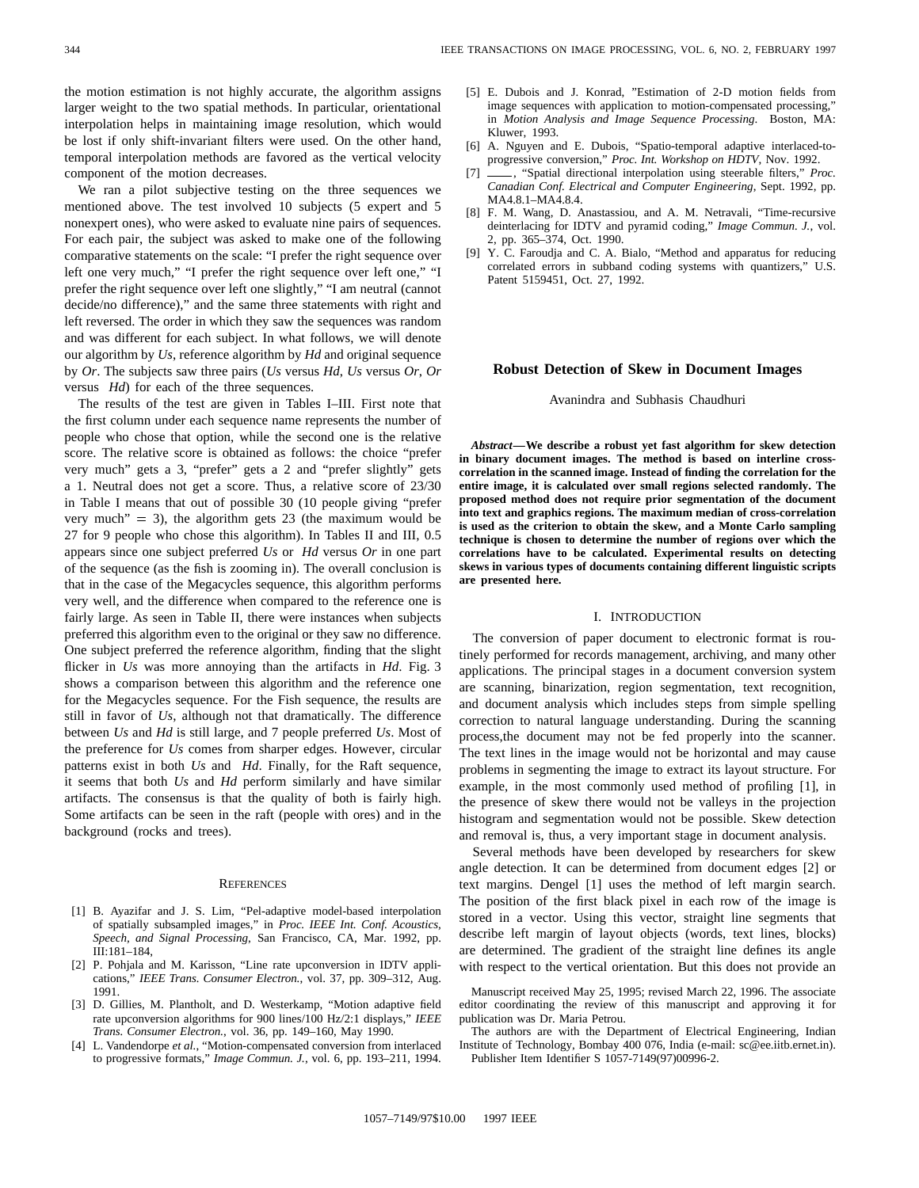the motion estimation is not highly accurate, the algorithm assigns larger weight to the two spatial methods. In particular, orientational interpolation helps in maintaining image resolution, which would be lost if only shift-invariant filters were used. On the other hand, temporal interpolation methods are favored as the vertical velocity component of the motion decreases.

We ran a pilot subjective testing on the three sequences we mentioned above. The test involved 10 subjects (5 expert and 5 nonexpert ones), who were asked to evaluate nine pairs of sequences. For each pair, the subject was asked to make one of the following comparative statements on the scale: "I prefer the right sequence over left one very much," "I prefer the right sequence over left one," "I prefer the right sequence over left one slightly," "I am neutral (cannot decide/no difference)," and the same three statements with right and left reversed. The order in which they saw the sequences was random and was different for each subject. In what follows, we will denote our algorithm by *Us*, reference algorithm by *Hd* and original sequence by *Or*. The subjects saw three pairs (*Us* versus *Hd*, *Us* versus *Or*, *Or* versus *Hd*) for each of the three sequences.

The results of the test are given in Tables I–III. First note that the first column under each sequence name represents the number of people who chose that option, while the second one is the relative score. The relative score is obtained as follows: the choice "prefer very much" gets a 3, "prefer" gets a 2 and "prefer slightly" gets a 1. Neutral does not get a score. Thus, a relative score of 23/30 in Table I means that out of possible 30 (10 people giving "prefer very much" = 3), the algorithm gets 23 (the maximum would be 27 for 9 people who chose this algorithm). In Tables II and III, 0.5 appears since one subject preferred *Us* or *Hd* versus *Or* in one part of the sequence (as the fish is zooming in). The overall conclusion is that in the case of the Megacycles sequence, this algorithm performs very well, and the difference when compared to the reference one is fairly large. As seen in Table II, there were instances when subjects preferred this algorithm even to the original or they saw no difference. One subject preferred the reference algorithm, finding that the slight flicker in *Us* was more annoying than the artifacts in *Hd*. Fig. 3 shows a comparison between this algorithm and the reference one for the Megacycles sequence. For the Fish sequence, the results are still in favor of *Us*, although not that dramatically. The difference between *Us* and *Hd* is still large, and 7 people preferred *Us*. Most of the preference for *Us* comes from sharper edges. However, circular patterns exist in both *Us* and *Hd*. Finally, for the Raft sequence, it seems that both *Us* and *Hd* perform similarly and have similar artifacts. The consensus is that the quality of both is fairly high. Some artifacts can be seen in the raft (people with ores) and in the background (rocks and trees).

## References

[1] B. Ayazifar and J. S. Lim, "Pel-adaptive model-based interpolation of spatially subsampled images," in *Proc. IEEE Int. Conf. Acoustics, Speech, and Signal Processing*, San Francisco, CA, Mar. 1992, pp. III:181–184,

[2] P. Pohjala and M. Karisson, "Line rate upconversion in IDTV applications," *IEEE Trans. Consumer Electron.*, vol. 37, pp. 309–312, Aug. 1991.

[3] D. Gillies, M. Plantholt, and D. Westerkamp, "Motion adaptive field rate upconversion algorithms for 900 lines/100 Hz/2:1 displays," *IEEE Trans. Consumer Electron.*, vol. 36, pp. 149–160, May 1990.

[4] L. Vandendorpe *et al.*, "Motion-compensated conversion from interlaced to progressive formats," *Image Commun. J.*, vol. 6, pp. 193–211, 1994.

[5] E. Dubois and J. Konrad, "Estimation of 2-D motion fields from image sequences with application to motion-compensated processing," in *Motion Analysis and Image Sequence Processing*. Boston, MA: Kluwer, 1993.

[6] A. Nguyen and E. Dubois, "Spatio-temporal adaptive interlaced-to-progressive conversion," *Proc. Int. Workshop on HDTV*, Nov. 1992.

[7] ——, "Spatial directional interpolation using steerable filters," *Proc. Canadian Conf. Electrical and Computer Engineering*, Sept. 1992, pp. MA4.8.1–MA4.8.4.

[8] F. M. Wang, D. Anastassiou, and A. M. Netravali, "Time-recursive deinterlacing for IDTV and pyramid coding," *Image Commun. J.*, vol. 2, pp. 365–374, Oct. 1990.

[9] Y. C. Faroudja and C. A. Bialo, "Method and apparatus for reducing correlated errors in subband coding systems with quantizers," U.S. Patent 5159451, Oct. 27, 1992.

# Robust Detection of Skew in Document Images

Avanindra and Subhasis Chaudhuri

***Abstract*—We describe a robust yet fast algorithm for skew detection in binary document images. The method is based on interline cross-correlation in the scanned image. Instead of finding the correlation for the entire image, it is calculated over small regions selected randomly. The proposed method does not require prior segmentation of the document into text and graphics regions. The maximum median of cross-correlation is used as the criterion to obtain the skew, and a Monte Carlo sampling technique is chosen to determine the number of regions over which the correlations have to be calculated. Experimental results on detecting skews in various types of documents containing different linguistic scripts are presented here.**

## I. Introduction

The conversion of paper document to electronic format is routinely performed for records management, archiving, and many other applications. The principal stages in a document conversion system are scanning, binarization, region segmentation, text recognition, and document analysis which includes steps from simple spelling correction to natural language understanding. During the scanning process,the document may not be fed properly into the scanner. The text lines in the image would not be horizontal and may cause problems in segmenting the image to extract its layout structure. For example, in the most commonly used method of profiling [1], in the presence of skew there would not be valleys in the projection histogram and segmentation would not be possible. Skew detection and removal is, thus, a very important stage in document analysis.

Several methods have been developed by researchers for skew angle detection. It can be determined from document edges [2] or text margins. Dengel [1] uses the method of left margin search. The position of the first black pixel in each row of the image is stored in a vector. Using this vector, straight line segments that describe left margin of layout objects (words, text lines, blocks) are determined. The gradient of the straight line defines its angle with respect to the vertical orientation. But this does not provide an

Manuscript received May 25, 1995; revised March 22, 1996. The associate editor coordinating the review of this manuscript and approving it for publication was Dr. Maria Petrou.

The authors are with the Department of Electrical Engineering, Indian Institute of Technology, Bombay 400 076, India (e-mail: sc@ee.iitb.ernet.in).

Publisher Item Identifier S 1057-7149(97)00996-2.